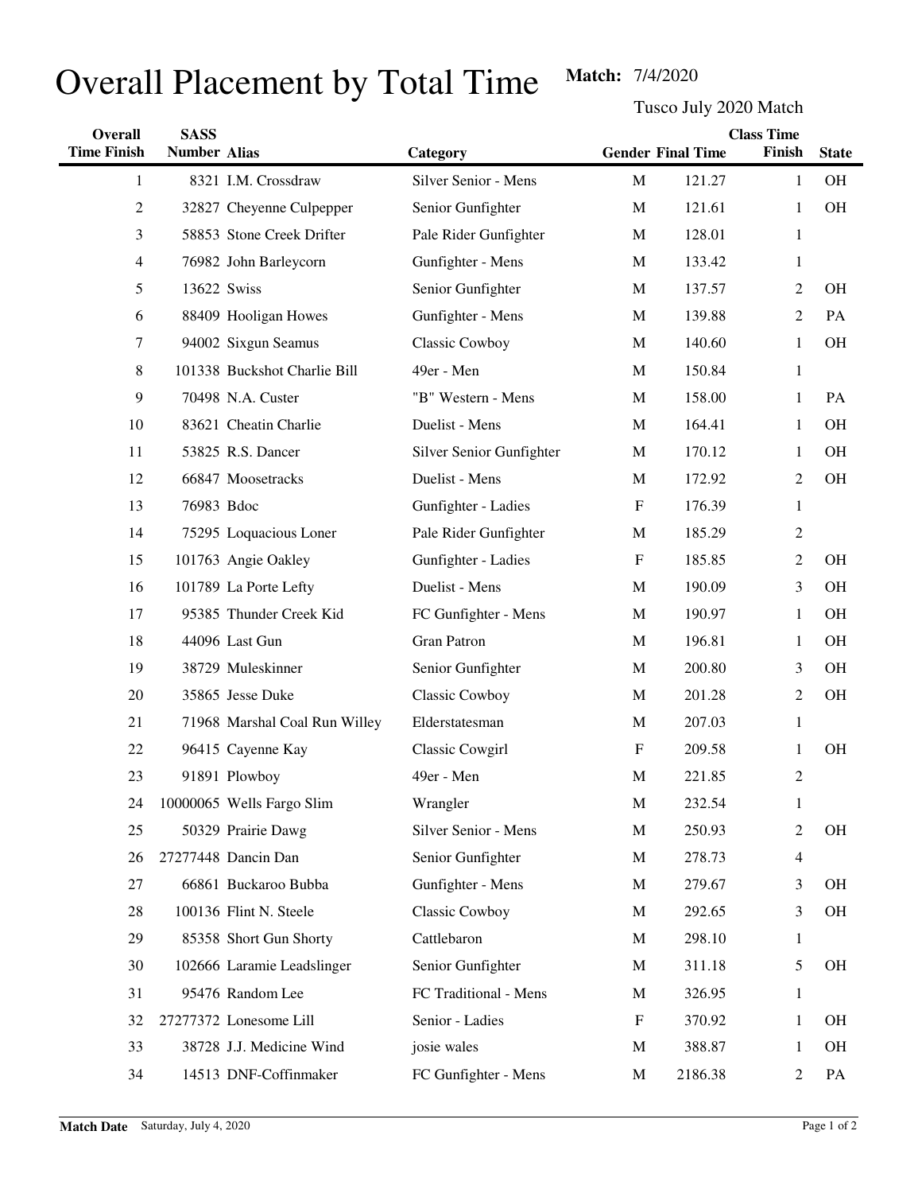# Overall Placement by Total Time

**Match:** 7/4/2020

Tusco July 2020 Match

| Overall Time Finish | SASS Number | Alias | Category | Gender | Final Time | Class Time Finish | State |
|---|---|---|---|---|---|---|---|
| 1 | 8321 | I.M. Crossdraw | Silver Senior - Mens | M | 121.27 | 1 | OH |
| 2 | 32827 | Cheyenne Culpepper | Senior Gunfighter | M | 121.61 | 1 | OH |
| 3 | 58853 | Stone Creek Drifter | Pale Rider Gunfighter | M | 128.01 | 1 | |
| 4 | 76982 | John Barleycorn | Gunfighter - Mens | M | 133.42 | 1 | |
| 5 | 13622 | Swiss | Senior Gunfighter | M | 137.57 | 2 | OH |
| 6 | 88409 | Hooligan Howes | Gunfighter - Mens | M | 139.88 | 2 | PA |
| 7 | 94002 | Sixgun Seamus | Classic Cowboy | M | 140.60 | 1 | OH |
| 8 | 101338 | Buckshot Charlie Bill | 49er - Men | M | 150.84 | 1 | |
| 9 | 70498 | N.A. Custer | "B" Western - Mens | M | 158.00 | 1 | PA |
| 10 | 83621 | Cheatin Charlie | Duelist - Mens | M | 164.41 | 1 | OH |
| 11 | 53825 | R.S. Dancer | Silver Senior Gunfighter | M | 170.12 | 1 | OH |
| 12 | 66847 | Moosetracks | Duelist - Mens | M | 172.92 | 2 | OH |
| 13 | 76983 | Bdoc | Gunfighter - Ladies | F | 176.39 | 1 | |
| 14 | 75295 | Loquacious Loner | Pale Rider Gunfighter | M | 185.29 | 2 | |
| 15 | 101763 | Angie Oakley | Gunfighter - Ladies | F | 185.85 | 2 | OH |
| 16 | 101789 | La Porte Lefty | Duelist - Mens | M | 190.09 | 3 | OH |
| 17 | 95385 | Thunder Creek Kid | FC Gunfighter - Mens | M | 190.97 | 1 | OH |
| 18 | 44096 | Last Gun | Gran Patron | M | 196.81 | 1 | OH |
| 19 | 38729 | Muleskinner | Senior Gunfighter | M | 200.80 | 3 | OH |
| 20 | 35865 | Jesse Duke | Classic Cowboy | M | 201.28 | 2 | OH |
| 21 | 71968 | Marshal Coal Run Willey | Elderstatesman | M | 207.03 | 1 | |
| 22 | 96415 | Cayenne Kay | Classic Cowgirl | F | 209.58 | 1 | OH |
| 23 | 91891 | Plowboy | 49er - Men | M | 221.85 | 2 | |
| 24 | 10000065 | Wells Fargo Slim | Wrangler | M | 232.54 | 1 | |
| 25 | 50329 | Prairie Dawg | Silver Senior - Mens | M | 250.93 | 2 | OH |
| 26 | 27277448 | Dancin Dan | Senior Gunfighter | M | 278.73 | 4 | |
| 27 | 66861 | Buckaroo Bubba | Gunfighter - Mens | M | 279.67 | 3 | OH |
| 28 | 100136 | Flint N. Steele | Classic Cowboy | M | 292.65 | 3 | OH |
| 29 | 85358 | Short Gun Shorty | Cattlebaron | M | 298.10 | 1 | |
| 30 | 102666 | Laramie Leadslinger | Senior Gunfighter | M | 311.18 | 5 | OH |
| 31 | 95476 | Random Lee | FC Traditional - Mens | M | 326.95 | 1 | |
| 32 | 27277372 | Lonesome Lill | Senior - Ladies | F | 370.92 | 1 | OH |
| 33 | 38728 | J.J. Medicine Wind | josie wales | M | 388.87 | 1 | OH |
| 34 | 14513 | DNF-Coffinmaker | FC Gunfighter - Mens | M | 2186.38 | 2 | PA |

**Match Date** Saturday, July 4, 2020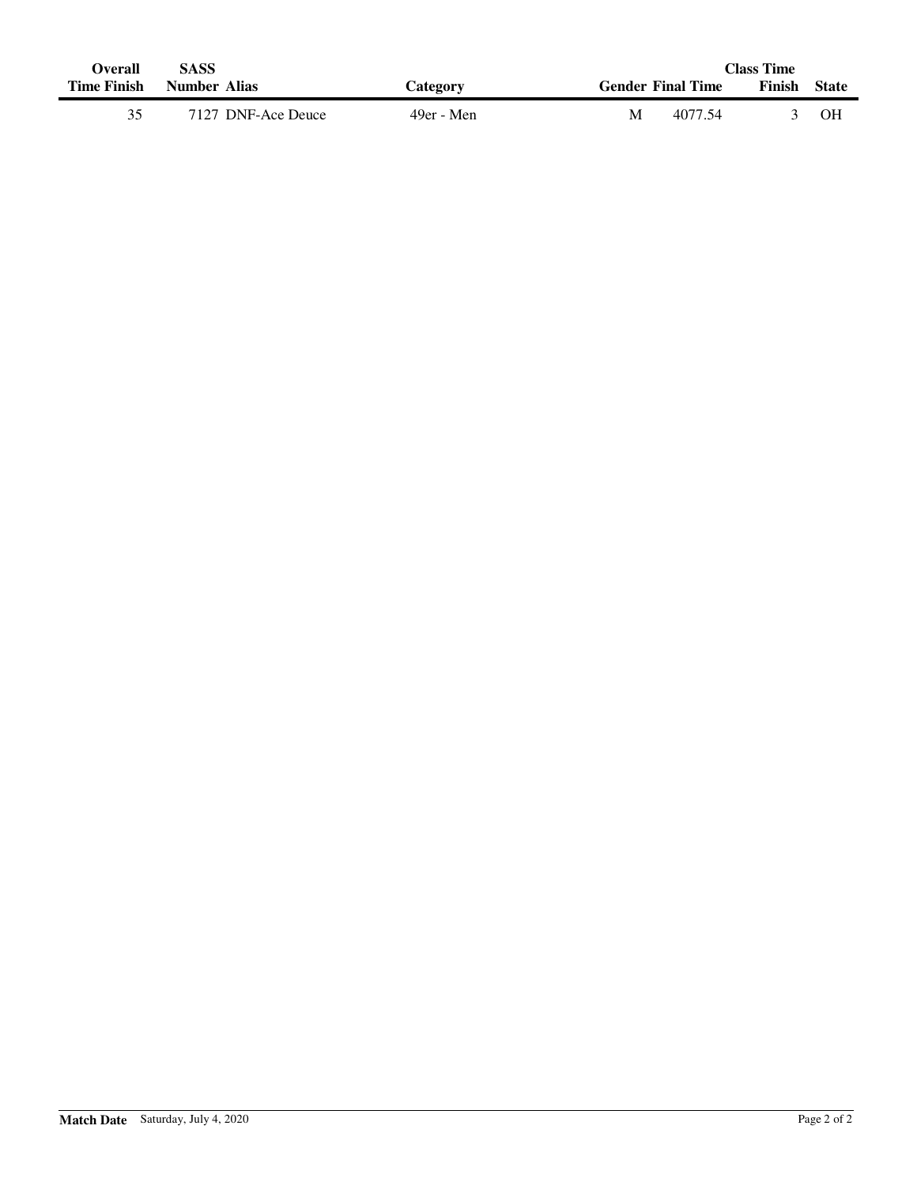| Overall Time Finish | SASS Number | Alias | Category | Gender | Final Time | Class Time Finish | State |
|---|---|---|---|---|---|---|---|
| 35 | 7127 | DNF-Ace Deuce | 49er - Men | M | 4077.54 | 3 | OH |

**Match Date** Saturday, July 4, 2020